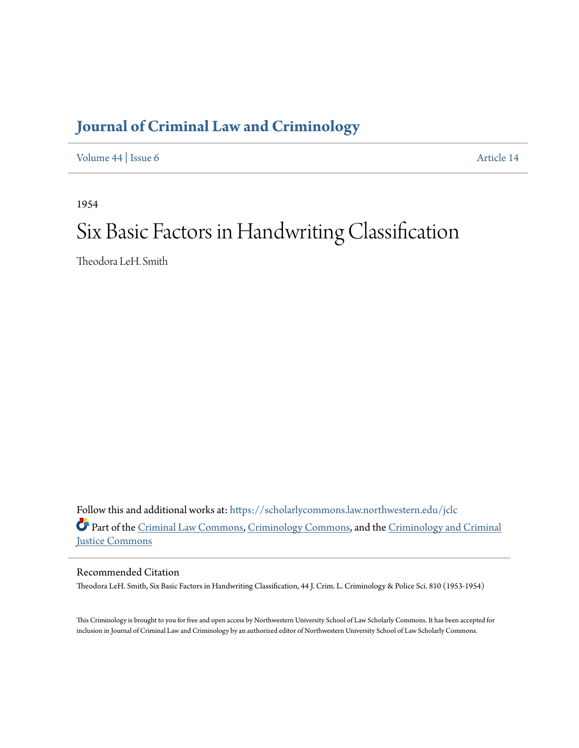# Journal of Criminal Law and Criminology

Volume 44 | Issue 6 Article 14

1954

# Six Basic Factors in Handwriting Classification

Theodora LeH. Smith

Follow this and additional works at: https://scholarlycommons.law.northwestern.edu/jclc

Part of the Criminal Law Commons, Criminology Commons, and the Criminology and Criminal Justice Commons

## Recommended Citation

Theodora LeH. Smith, Six Basic Factors in Handwriting Classification, 44 J. Crim. L. Criminology & Police Sci. 810 (1953-1954)

This Criminology is brought to you for free and open access by Northwestern University School of Law Scholarly Commons. It has been accepted for inclusion in Journal of Criminal Law and Criminology by an authorized editor of Northwestern University School of Law Scholarly Commons.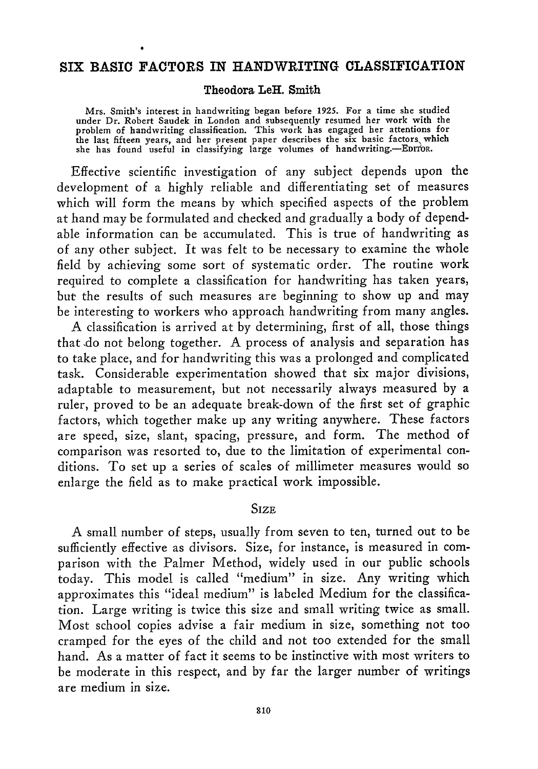# SIX BASIC FACTORS IN HANDWRITING CLASSIFICATION

**Theodora LeH. Smith**

Mrs. Smith's interest in handwriting began before 1925. For a time she studied under Dr. Robert Saudek in London and subsequently resumed her work with the problem of handwriting classification. This work has engaged her attentions for the last fifteen years, and her present paper describes the six basic factors which she has found useful in classifying large volumes of handwriting.—EDITOR.

Effective scientific investigation of any subject depends upon the development of a highly reliable and differentiating set of measures which will form the means by which specified aspects of the problem at hand may be formulated and checked and gradually a body of dependable information can be accumulated. This is true of handwriting as of any other subject. It was felt to be necessary to examine the whole field by achieving some sort of systematic order. The routine work required to complete a classification for handwriting has taken years, but the results of such measures are beginning to show up and may be interesting to workers who approach handwriting from many angles.

A classification is arrived at by determining, first of all, those things that do not belong together. A process of analysis and separation has to take place, and for handwriting this was a prolonged and complicated task. Considerable experimentation showed that six major divisions, adaptable to measurement, but not necessarily always measured by a ruler, proved to be an adequate break-down of the first set of graphic factors, which together make up any writing anywhere. These factors are speed, size, slant, spacing, pressure, and form. The method of comparison was resorted to, due to the limitation of experimental conditions. To set up a series of scales of millimeter measures would so enlarge the field as to make practical work impossible.

## SIZE

A small number of steps, usually from seven to ten, turned out to be sufficiently effective as divisors. Size, for instance, is measured in comparison with the Palmer Method, widely used in our public schools today. This model is called "medium" in size. Any writing which approximates this "ideal medium" is labeled Medium for the classification. Large writing is twice this size and small writing twice as small. Most school copies advise a fair medium in size, something not too cramped for the eyes of the child and not too extended for the small hand. As a matter of fact it seems to be instinctive with most writers to be moderate in this respect, and by far the larger number of writings are medium in size.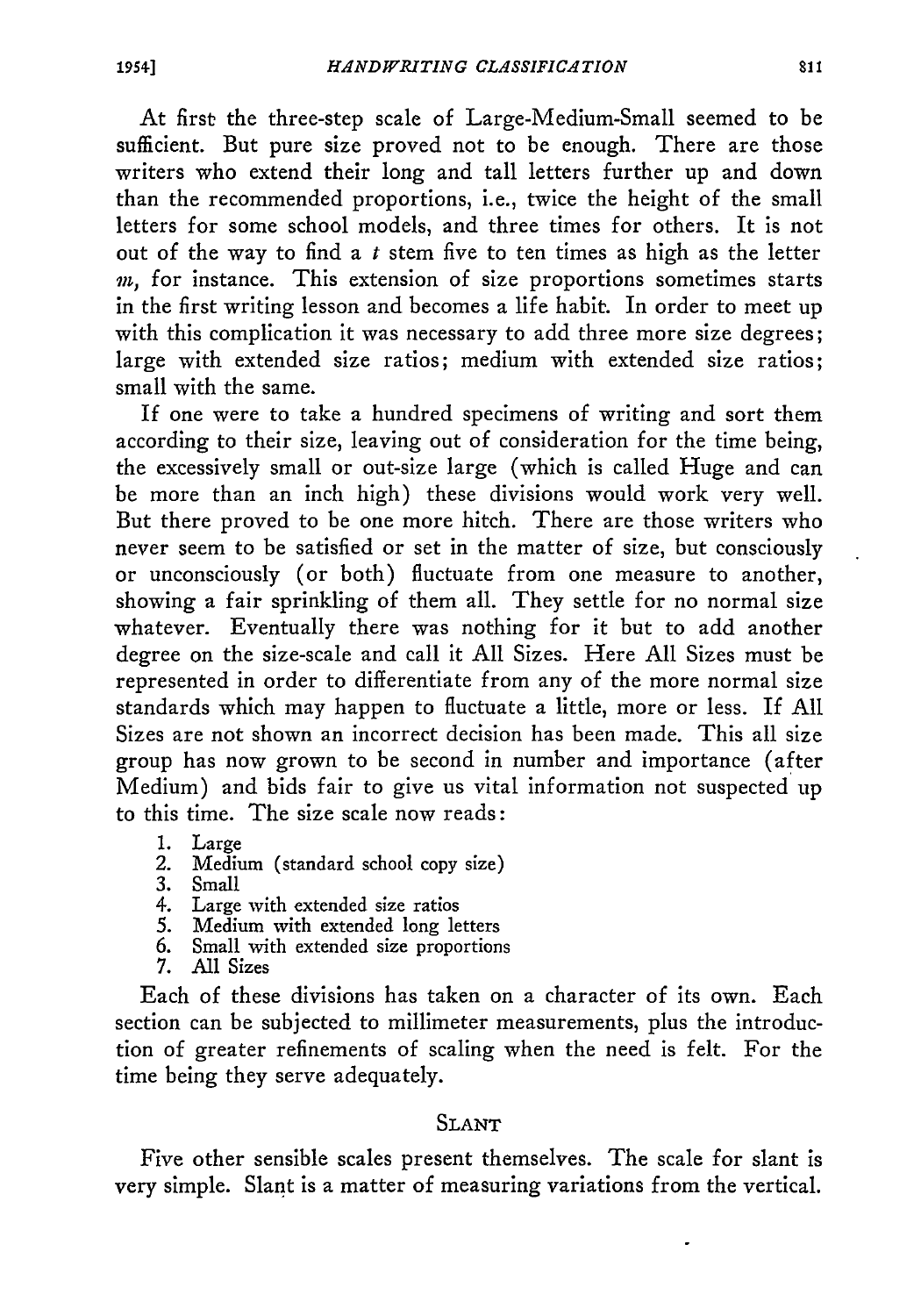At first the three-step scale of Large-Medium-Small seemed to be sufficient. But pure size proved not to be enough. There are those writers who extend their long and tall letters further up and down than the recommended proportions, i.e., twice the height of the small letters for some school models, and three times for others. It is not out of the way to find a *t* stem five to ten times as high as the letter *m*, for instance. This extension of size proportions sometimes starts in the first writing lesson and becomes a life habit. In order to meet up with this complication it was necessary to add three more size degrees; large with extended size ratios; medium with extended size ratios; small with the same.

If one were to take a hundred specimens of writing and sort them according to their size, leaving out of consideration for the time being, the excessively small or out-size large (which is called Huge and can be more than an inch high) these divisions would work very well. But there proved to be one more hitch. There are those writers who never seem to be satisfied or set in the matter of size, but consciously or unconsciously (or both) fluctuate from one measure to another, showing a fair sprinkling of them all. They settle for no normal size whatever. Eventually there was nothing for it but to add another degree on the size-scale and call it All Sizes. Here All Sizes must be represented in order to differentiate from any of the more normal size standards which may happen to fluctuate a little, more or less. If All Sizes are not shown an incorrect decision has been made. This all size group has now grown to be second in number and importance (after Medium) and bids fair to give us vital information not suspected up to this time. The size scale now reads:

1. Large
2. Medium (standard school copy size)
3. Small
4. Large with extended size ratios
5. Medium with extended long letters
6. Small with extended size proportions
7. All Sizes

Each of these divisions has taken on a character of its own. Each section can be subjected to millimeter measurements, plus the introduction of greater refinements of scaling when the need is felt. For the time being they serve adequately.

## SLANT

Five other sensible scales present themselves. The scale for slant is very simple. Slant is a matter of measuring variations from the vertical.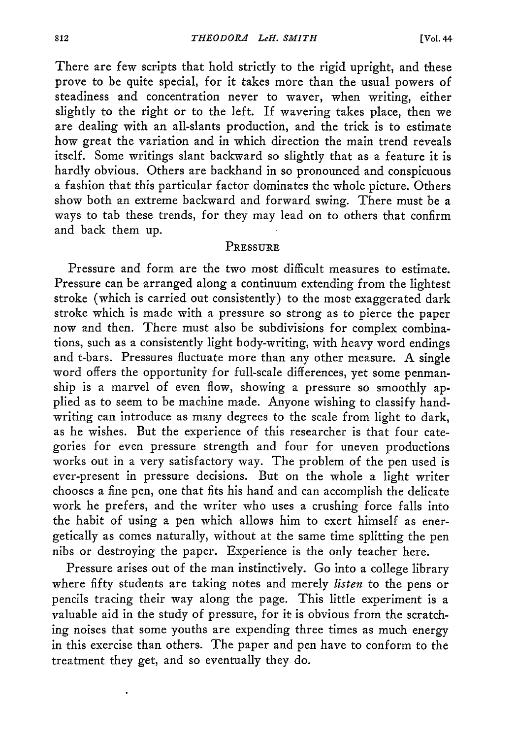There are few scripts that hold strictly to the rigid upright, and these prove to be quite special, for it takes more than the usual powers of steadiness and concentration never to waver, when writing, either slightly to the right or to the left. If wavering takes place, then we are dealing with an all-slants production, and the trick is to estimate how great the variation and in which direction the main trend reveals itself. Some writings slant backward so slightly that as a feature it is hardly obvious. Others are backhand in so pronounced and conspicuous a fashion that this particular factor dominates the whole picture. Others show both an extreme backward and forward swing. There must be a ways to tab these trends, for they may lead on to others that confirm and back them up.

## Pressure

Pressure and form are the two most difficult measures to estimate. Pressure can be arranged along a continuum extending from the lightest stroke (which is carried out consistently) to the most exaggerated dark stroke which is made with a pressure so strong as to pierce the paper now and then. There must also be subdivisions for complex combinations, such as a consistently light body-writing, with heavy word endings and t-bars. Pressures fluctuate more than any other measure. A single word offers the opportunity for full-scale differences, yet some penmanship is a marvel of even flow, showing a pressure so smoothly applied as to seem to be machine made. Anyone wishing to classify handwriting can introduce as many degrees to the scale from light to dark, as he wishes. But the experience of this researcher is that four categories for even pressure strength and four for uneven productions works out in a very satisfactory way. The problem of the pen used is ever-present in pressure decisions. But on the whole a light writer chooses a fine pen, one that fits his hand and can accomplish the delicate work he prefers, and the writer who uses a crushing force falls into the habit of using a pen which allows him to exert himself as energetically as comes naturally, without at the same time splitting the pen nibs or destroying the paper. Experience is the only teacher here.

Pressure arises out of the man instinctively. Go into a college library where fifty students are taking notes and merely *listen* to the pens or pencils tracing their way along the page. This little experiment is a valuable aid in the study of pressure, for it is obvious from the scratching noises that some youths are expending three times as much energy in this exercise than others. The paper and pen have to conform to the treatment they get, and so eventually they do.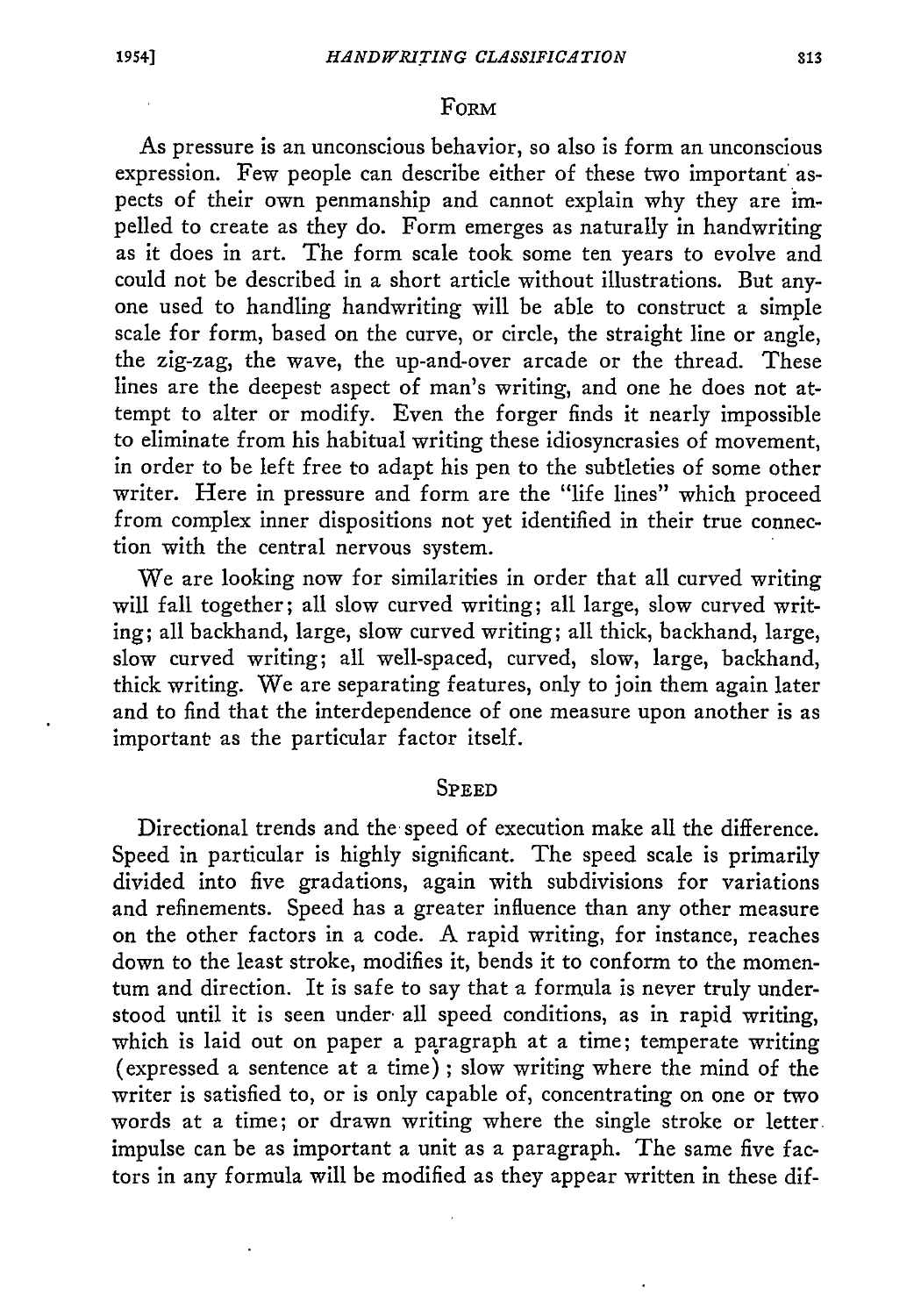## FORM

As pressure is an unconscious behavior, so also is form an unconscious expression. Few people can describe either of these two important aspects of their own penmanship and cannot explain why they are impelled to create as they do. Form emerges as naturally in handwriting as it does in art. The form scale took some ten years to evolve and could not be described in a short article without illustrations. But anyone used to handling handwriting will be able to construct a simple scale for form, based on the curve, or circle, the straight line or angle, the zig-zag, the wave, the up-and-over arcade or the thread. These lines are the deepest aspect of man's writing, and one he does not attempt to alter or modify. Even the forger finds it nearly impossible to eliminate from his habitual writing these idiosyncrasies of movement, in order to be left free to adapt his pen to the subtleties of some other writer. Here in pressure and form are the "life lines" which proceed from complex inner dispositions not yet identified in their true connection with the central nervous system.

We are looking now for similarities in order that all curved writing will fall together; all slow curved writing; all large, slow curved writing; all backhand, large, slow curved writing; all thick, backhand, large, slow curved writing; all well-spaced, curved, slow, large, backhand, thick writing. We are separating features, only to join them again later and to find that the interdependence of one measure upon another is as important as the particular factor itself.

## SPEED

Directional trends and the speed of execution make all the difference. Speed in particular is highly significant. The speed scale is primarily divided into five gradations, again with subdivisions for variations and refinements. Speed has a greater influence than any other measure on the other factors in a code. A rapid writing, for instance, reaches down to the least stroke, modifies it, bends it to conform to the momentum and direction. It is safe to say that a formula is never truly understood until it is seen under all speed conditions, as in rapid writing, which is laid out on paper a paragraph at a time; temperate writing (expressed a sentence at a time); slow writing where the mind of the writer is satisfied to, or is only capable of, concentrating on one or two words at a time; or drawn writing where the single stroke or letter impulse can be as important a unit as a paragraph. The same five factors in any formula will be modified as they appear written in these dif-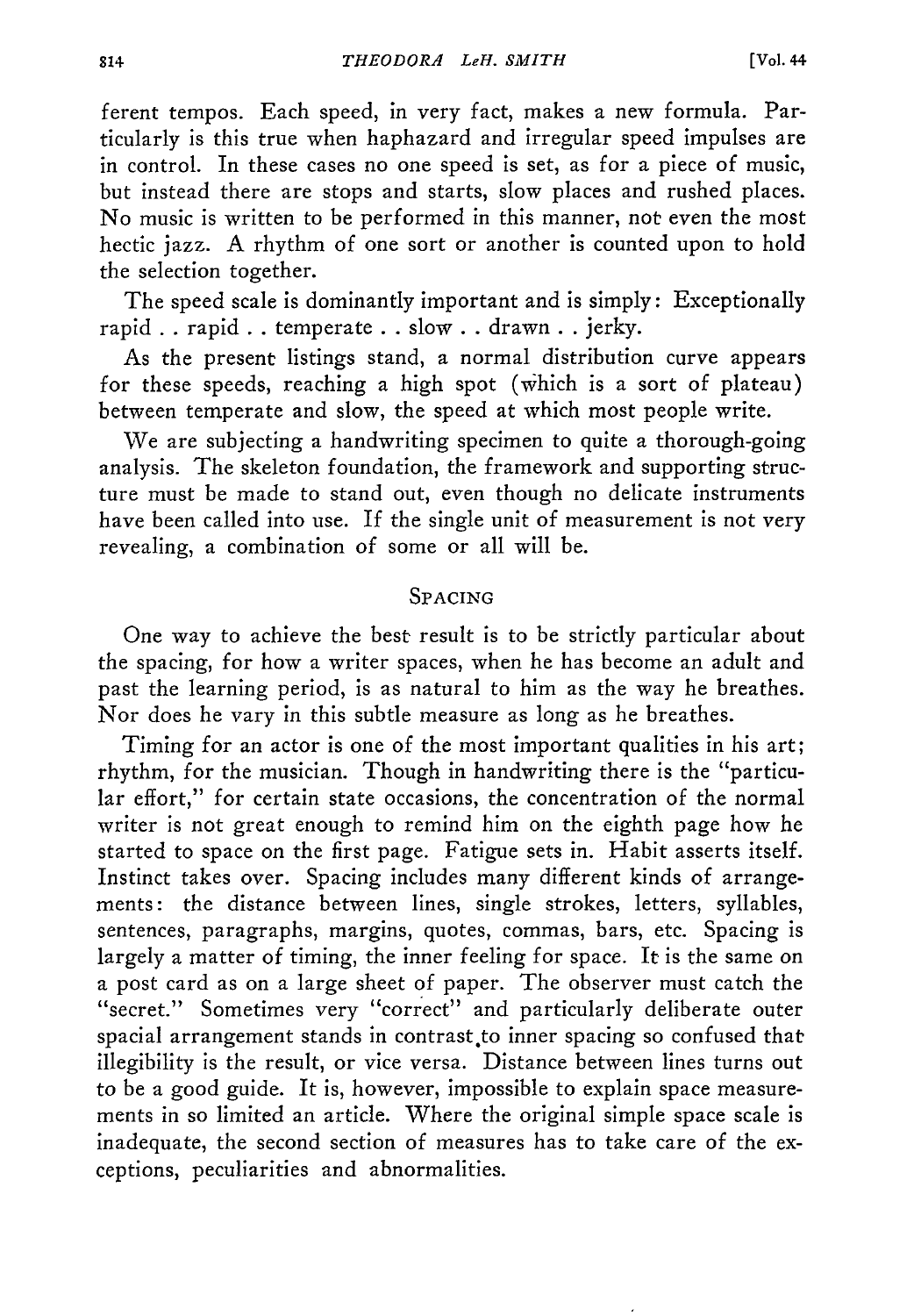ferent tempos. Each speed, in very fact, makes a new formula. Particularly is this true when haphazard and irregular speed impulses are in control. In these cases no one speed is set, as for a piece of music, but instead there are stops and starts, slow places and rushed places. No music is written to be performed in this manner, not even the most hectic jazz. A rhythm of one sort or another is counted upon to hold the selection together.

The speed scale is dominantly important and is simply: Exceptionally rapid . . rapid . . temperate . . slow . . drawn . . jerky.

As the present listings stand, a normal distribution curve appears for these speeds, reaching a high spot (which is a sort of plateau) between temperate and slow, the speed at which most people write.

We are subjecting a handwriting specimen to quite a thorough-going analysis. The skeleton foundation, the framework and supporting structure must be made to stand out, even though no delicate instruments have been called into use. If the single unit of measurement is not very revealing, a combination of some or all will be.

## Spacing

One way to achieve the best result is to be strictly particular about the spacing, for how a writer spaces, when he has become an adult and past the learning period, is as natural to him as the way he breathes. Nor does he vary in this subtle measure as long as he breathes.

Timing for an actor is one of the most important qualities in his art; rhythm, for the musician. Though in handwriting there is the "particular effort," for certain state occasions, the concentration of the normal writer is not great enough to remind him on the eighth page how he started to space on the first page. Fatigue sets in. Habit asserts itself. Instinct takes over. Spacing includes many different kinds of arrangements: the distance between lines, single strokes, letters, syllables, sentences, paragraphs, margins, quotes, commas, bars, etc. Spacing is largely a matter of timing, the inner feeling for space. It is the same on a post card as on a large sheet of paper. The observer must catch the "secret." Sometimes very "correct" and particularly deliberate outer spacial arrangement stands in contrast to inner spacing so confused that illegibility is the result, or vice versa. Distance between lines turns out to be a good guide. It is, however, impossible to explain space measurements in so limited an article. Where the original simple space scale is inadequate, the second section of measures has to take care of the exceptions, peculiarities and abnormalities.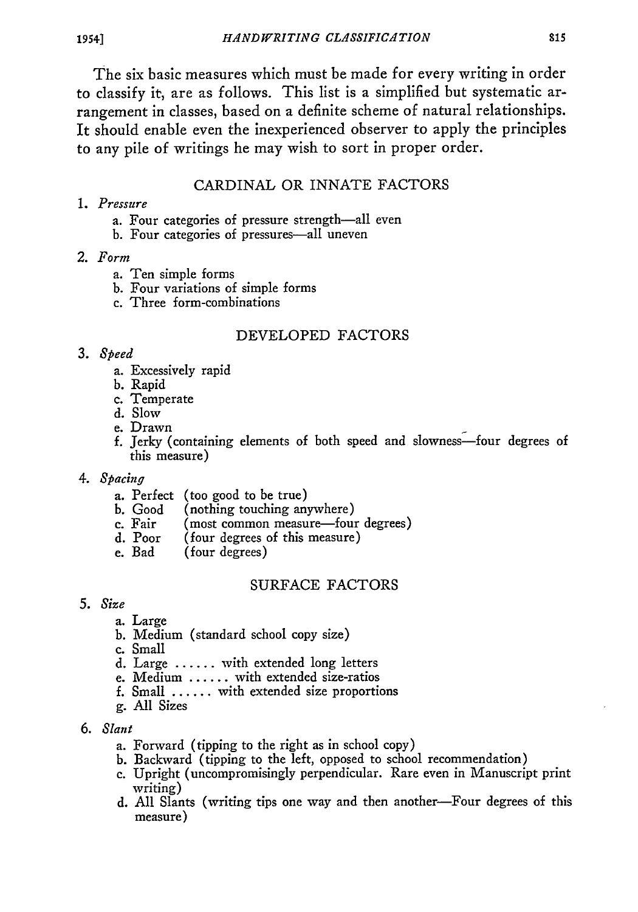The six basic measures which must be made for every writing in order to classify it, are as follows. This list is a simplified but systematic arrangement in classes, based on a definite scheme of natural relationships. It should enable even the inexperienced observer to apply the principles to any pile of writings he may wish to sort in proper order.

## CARDINAL OR INNATE FACTORS

1. *Pressure*
   - a. Four categories of pressure strength—all even
   - b. Four categories of pressures—all uneven
2. *Form*
   - a. Ten simple forms
   - b. Four variations of simple forms
   - c. Three form-combinations

## DEVELOPED FACTORS

3. *Speed*
   - a. Excessively rapid
   - b. Rapid
   - c. Temperate
   - d. Slow
   - e. Drawn
   - f. Jerky (containing elements of both speed and slowness—four degrees of this measure)
4. *Spacing*
   - a. Perfect (too good to be true)
   - b. Good (nothing touching anywhere)
   - c. Fair (most common measure—four degrees)
   - d. Poor (four degrees of this measure)
   - e. Bad (four degrees)

## SURFACE FACTORS

5. *Size*
   - a. Large
   - b. Medium (standard school copy size)
   - c. Small
   - d. Large ...... with extended long letters
   - e. Medium ...... with extended size-ratios
   - f. Small ...... with extended size proportions
   - g. All Sizes
6. *Slant*
   - a. Forward (tipping to the right as in school copy)
   - b. Backward (tipping to the left, opposed to school recommendation)
   - c. Upright (uncompromisingly perpendicular. Rare even in Manuscript print writing)
   - d. All Slants (writing tips one way and then another—Four degrees of this measure)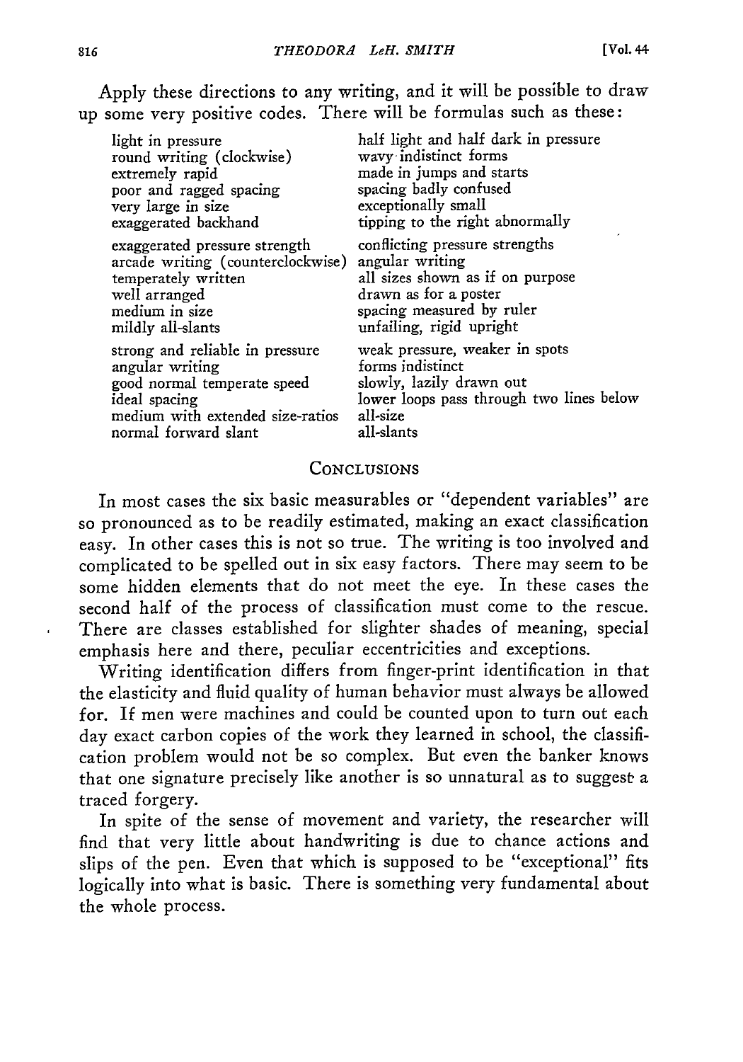Apply these directions to any writing, and it will be possible to draw up some very positive codes. There will be formulas such as these:

| | |
|---|---|
| light in pressure | half light and half dark in pressure |
| round writing (clockwise) | wavy indistinct forms |
| extremely rapid | made in jumps and starts |
| poor and ragged spacing | spacing badly confused |
| very large in size | exceptionally small |
| exaggerated backhand | tipping to the right abnormally |
| exaggerated pressure strength | conflicting pressure strengths |
| arcade writing (counterclockwise) | angular writing |
| temperately written | all sizes shown as if on purpose |
| well arranged | drawn as for a poster |
| medium in size | spacing measured by ruler |
| mildly all-slants | unfailing, rigid upright |
| strong and reliable in pressure | weak pressure, weaker in spots |
| angular writing | forms indistinct |
| good normal temperate speed | slowly, lazily drawn out |
| ideal spacing | lower loops pass through two lines below |
| medium with extended size-ratios | all-size |
| normal forward slant | all-slants |

## Conclusions

In most cases the six basic measurables or "dependent variables" are so pronounced as to be readily estimated, making an exact classification easy. In other cases this is not so true. The writing is too involved and complicated to be spelled out in six easy factors. There may seem to be some hidden elements that do not meet the eye. In these cases the second half of the process of classification must come to the rescue. There are classes established for slighter shades of meaning, special emphasis here and there, peculiar eccentricities and exceptions.

Writing identification differs from finger-print identification in that the elasticity and fluid quality of human behavior must always be allowed for. If men were machines and could be counted upon to turn out each day exact carbon copies of the work they learned in school, the classification problem would not be so complex. But even the banker knows that one signature precisely like another is so unnatural as to suggest a traced forgery.

In spite of the sense of movement and variety, the researcher will find that very little about handwriting is due to chance actions and slips of the pen. Even that which is supposed to be "exceptional" fits logically into what is basic. There is something very fundamental about the whole process.